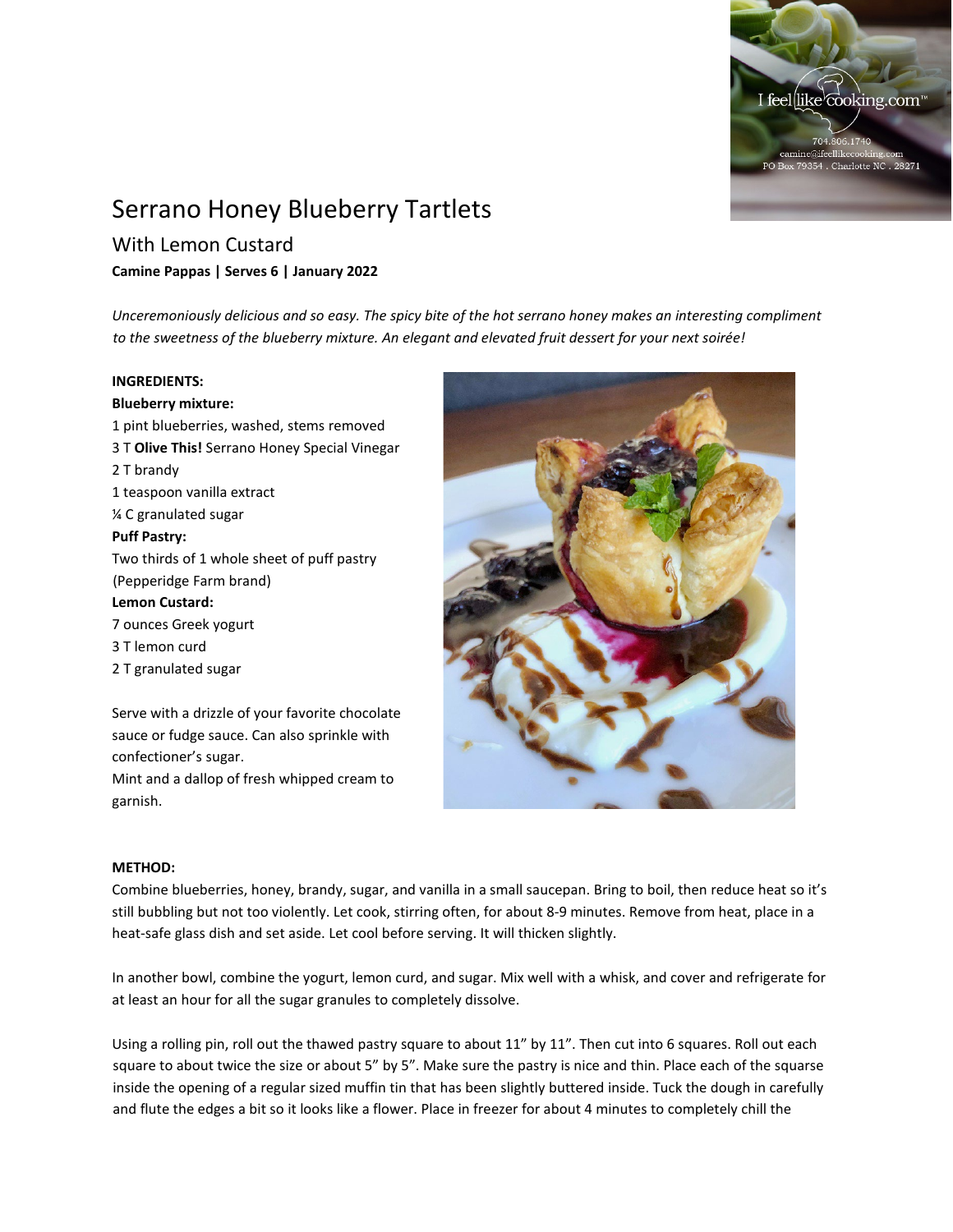I feel like cooking.com™
704.806.1740
camine@ifeellikecooking.com
PO Box 79354 . Charlotte NC . 28271

# Serrano Honey Blueberry Tartlets

## With Lemon Custard

**Camine Pappas | Serves 6 | January 2022**

*Unceremoniously delicious and so easy. The spicy bite of the hot serrano honey makes an interesting compliment to the sweetness of the blueberry mixture. An elegant and elevated fruit dessert for your next soirée!*

**INGREDIENTS:**

**Blueberry mixture:**

1 pint blueberries, washed, stems removed
3 T **Olive This!** Serrano Honey Special Vinegar
2 T brandy
1 teaspoon vanilla extract
¼ C granulated sugar

**Puff Pastry:**

Two thirds of 1 whole sheet of puff pastry (Pepperidge Farm brand)

**Lemon Custard:**

7 ounces Greek yogurt
3 T lemon curd
2 T granulated sugar

Serve with a drizzle of your favorite chocolate sauce or fudge sauce. Can also sprinkle with confectioner's sugar.
Mint and a dallop of fresh whipped cream to garnish.

**METHOD:**

Combine blueberries, honey, brandy, sugar, and vanilla in a small saucepan. Bring to boil, then reduce heat so it's still bubbling but not too violently. Let cook, stirring often, for about 8-9 minutes. Remove from heat, place in a heat-safe glass dish and set aside. Let cool before serving. It will thicken slightly.

In another bowl, combine the yogurt, lemon curd, and sugar. Mix well with a whisk, and cover and refrigerate for at least an hour for all the sugar granules to completely dissolve.

Using a rolling pin, roll out the thawed pastry square to about 11" by 11". Then cut into 6 squares. Roll out each square to about twice the size or about 5" by 5". Make sure the pastry is nice and thin. Place each of the squarse inside the opening of a regular sized muffin tin that has been slightly buttered inside. Tuck the dough in carefully and flute the edges a bit so it looks like a flower. Place in freezer for about 4 minutes to completely chill the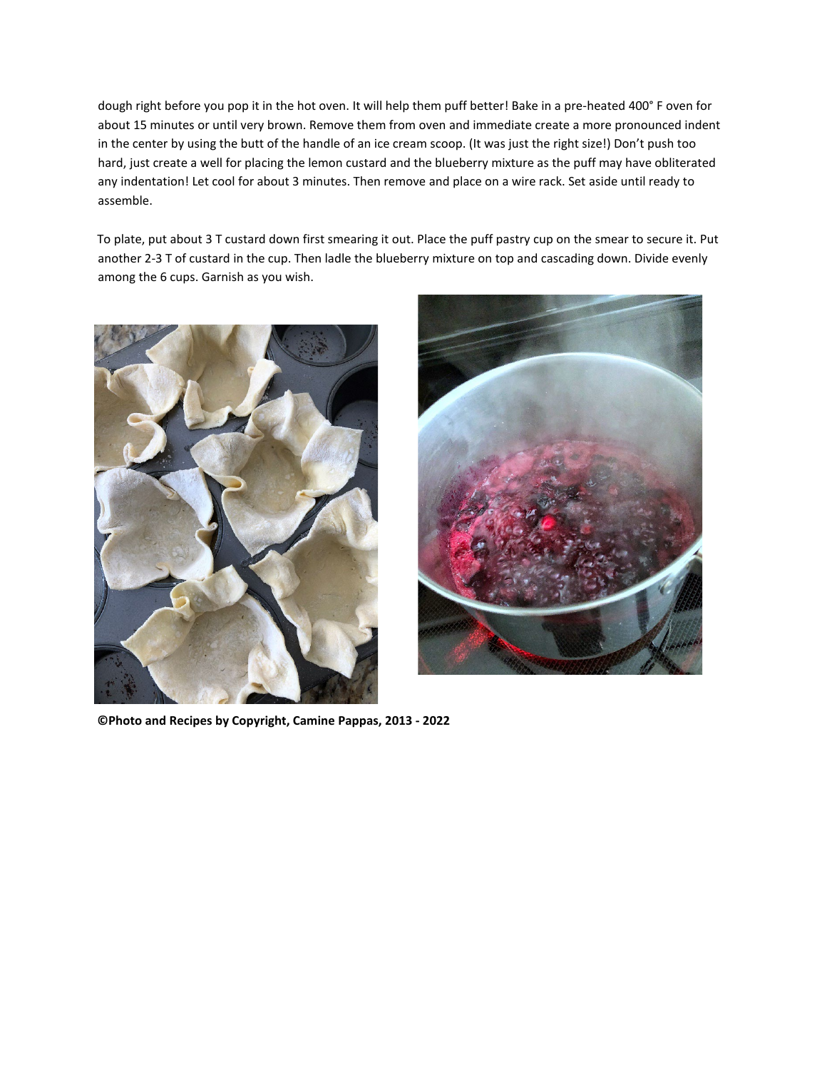dough right before you pop it in the hot oven. It will help them puff better! Bake in a pre-heated 400° F oven for about 15 minutes or until very brown. Remove them from oven and immediate create a more pronounced indent in the center by using the butt of the handle of an ice cream scoop. (It was just the right size!) Don't push too hard, just create a well for placing the lemon custard and the blueberry mixture as the puff may have obliterated any indentation! Let cool for about 3 minutes. Then remove and place on a wire rack. Set aside until ready to assemble.

To plate, put about 3 T custard down first smearing it out. Place the puff pastry cup on the smear to secure it. Put another 2-3 T of custard in the cup. Then ladle the blueberry mixture on top and cascading down. Divide evenly among the 6 cups. Garnish as you wish.

**©Photo and Recipes by Copyright, Camine Pappas, 2013 - 2022**